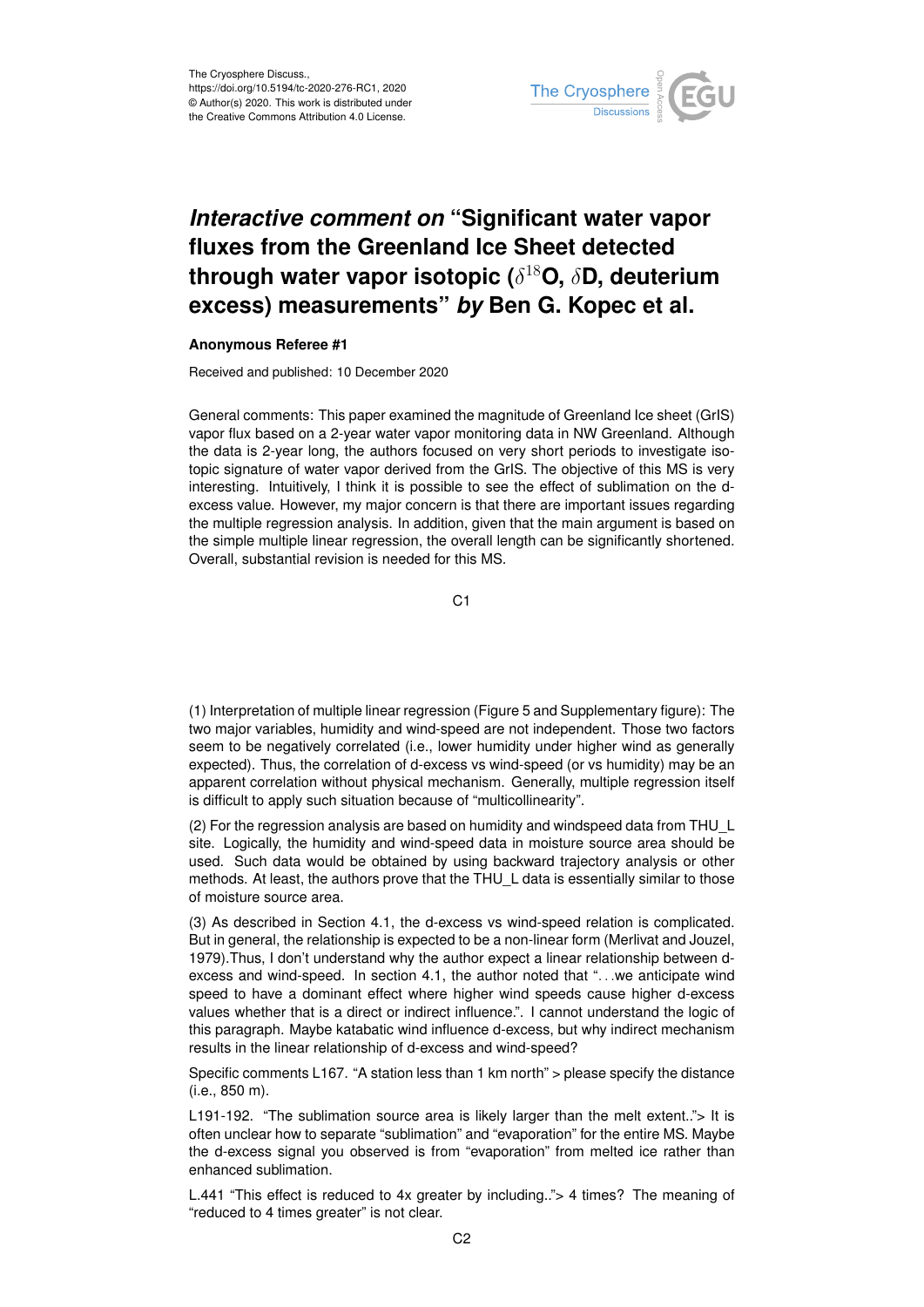The Cryosphere Discuss.,
https://doi.org/10.5194/tc-2020-276-RC1, 2020
© Author(s) 2020. This work is distributed under
the Creative Commons Attribution 4.0 License.

# *Interactive comment on* "Significant water vapor fluxes from the Greenland Ice Sheet detected through water vapor isotopic ($\delta^{18}$O, $\delta$D, deuterium excess) measurements" *by* Ben G. Kopec et al.

**Anonymous Referee #1**

Received and published: 10 December 2020

General comments: This paper examined the magnitude of Greenland Ice sheet (GrIS) vapor flux based on a 2-year water vapor monitoring data in NW Greenland. Although the data is 2-year long, the authors focused on very short periods to investigate isotopic signature of water vapor derived from the GrIS. The objective of this MS is very interesting. Intuitively, I think it is possible to see the effect of sublimation on the d-excess value. However, my major concern is that there are important issues regarding the multiple regression analysis. In addition, given that the main argument is based on the simple multiple linear regression, the overall length can be significantly shortened. Overall, substantial revision is needed for this MS.

(1) Interpretation of multiple linear regression (Figure 5 and Supplementary figure): The two major variables, humidity and wind-speed are not independent. Those two factors seem to be negatively correlated (i.e., lower humidity under higher wind as generally expected). Thus, the correlation of d-excess vs wind-speed (or vs humidity) may be an apparent correlation without physical mechanism. Generally, multiple regression itself is difficult to apply such situation because of "multicollinearity".

(2) For the regression analysis are based on humidity and windspeed data from THU_L site. Logically, the humidity and wind-speed data in moisture source area should be used. Such data would be obtained by using backward trajectory analysis or other methods. At least, the authors prove that the THU_L data is essentially similar to those of moisture source area.

(3) As described in Section 4.1, the d-excess vs wind-speed relation is complicated. But in general, the relationship is expected to be a non-linear form (Merlivat and Jouzel, 1979).Thus, I don't understand why the author expect a linear relationship between d-excess and wind-speed. In section 4.1, the author noted that "...we anticipate wind speed to have a dominant effect where higher wind speeds cause higher d-excess values whether that is a direct or indirect influence.". I cannot understand the logic of this paragraph. Maybe katabatic wind influence d-excess, but why indirect mechanism results in the linear relationship of d-excess and wind-speed?

Specific comments L167. "A station less than 1 km north" > please specify the distance (i.e., 850 m).

L191-192. "The sublimation source area is likely larger than the melt extent.."> It is often unclear how to separate "sublimation" and "evaporation" for the entire MS. Maybe the d-excess signal you observed is from "evaporation" from melted ice rather than enhanced sublimation.

L.441 "This effect is reduced to 4x greater by including.."> 4 times? The meaning of "reduced to 4 times greater" is not clear.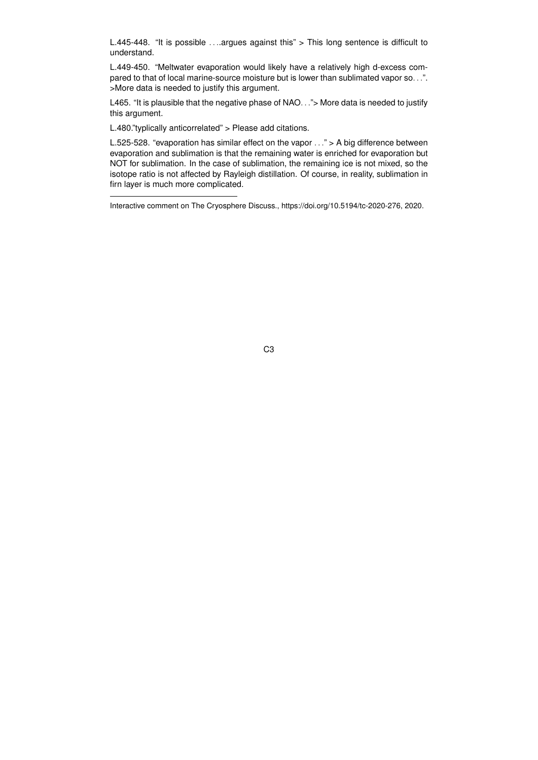L.445-448. “It is possible . . ..argues against this” > This long sentence is difficult to understand.

L.449-450. “Meltwater evaporation would likely have a relatively high d-excess compared to that of local marine-source moisture but is lower than sublimated vapor so. . .”. >More data is needed to justify this argument.

L465. “It is plausible that the negative phase of NAO. . .”> More data is needed to justify this argument.

L.480.”typically anticorrelated” > Please add citations.

L.525-528. “evaporation has similar effect on the vapor . . .” > A big difference between evaporation and sublimation is that the remaining water is enriched for evaporation but NOT for sublimation. In the case of sublimation, the remaining ice is not mixed, so the isotope ratio is not affected by Rayleigh distillation. Of course, in reality, sublimation in firn layer is much more complicated.

---

Interactive comment on The Cryosphere Discuss., https://doi.org/10.5194/tc-2020-276, 2020.